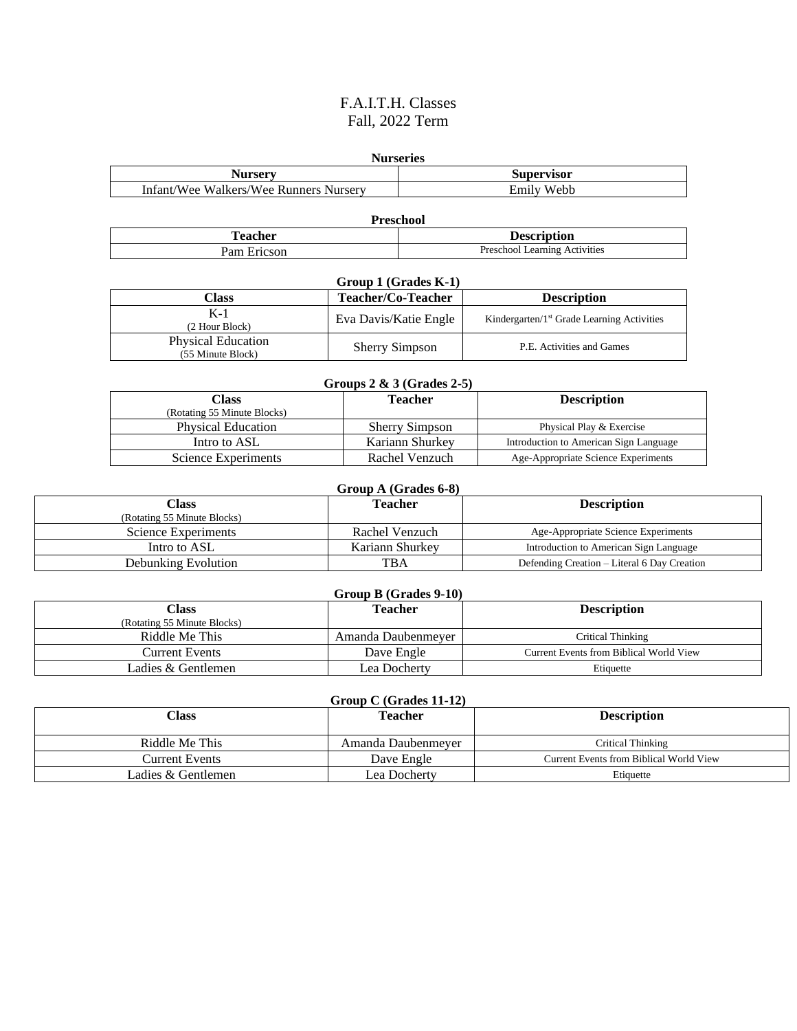# F.A.I.T.H. Classes
## Fall, 2022 Term

**Nurseries**

| Nursery | Supervisor |
|---|---|
| Infant/Wee Walkers/Wee Runners Nursery | Emily Webb |

**Preschool**

| Teacher | Description |
|---|---|
| Pam Ericson | Preschool Learning Activities |

**Group 1 (Grades K-1)**

| Class | Teacher/Co-Teacher | Description |
|---|---|---|
| K-1 (2 Hour Block) | Eva Davis/Katie Engle | Kindergarten/1st Grade Learning Activities |
| Physical Education (55 Minute Block) | Sherry Simpson | P.E. Activities and Games |

**Groups 2 & 3 (Grades 2-5)**

| Class (Rotating 55 Minute Blocks) | Teacher | Description |
|---|---|---|
| Physical Education | Sherry Simpson | Physical Play & Exercise |
| Intro to ASL | Kariann Shurkey | Introduction to American Sign Language |
| Science Experiments | Rachel Venzuch | Age-Appropriate Science Experiments |

**Group A (Grades 6-8)**

| Class (Rotating 55 Minute Blocks) | Teacher | Description |
|---|---|---|
| Science Experiments | Rachel Venzuch | Age-Appropriate Science Experiments |
| Intro to ASL | Kariann Shurkey | Introduction to American Sign Language |
| Debunking Evolution | TBA | Defending Creation – Literal 6 Day Creation |

**Group B (Grades 9-10)**

| Class (Rotating 55 Minute Blocks) | Teacher | Description |
|---|---|---|
| Riddle Me This | Amanda Daubenmeyer | Critical Thinking |
| Current Events | Dave Engle | Current Events from Biblical World View |
| Ladies & Gentlemen | Lea Docherty | Etiquette |

**Group C (Grades 11-12)**

| Class | Teacher | Description |
|---|---|---|
| Riddle Me This | Amanda Daubenmeyer | Critical Thinking |
| Current Events | Dave Engle | Current Events from Biblical World View |
| Ladies & Gentlemen | Lea Docherty | Etiquette |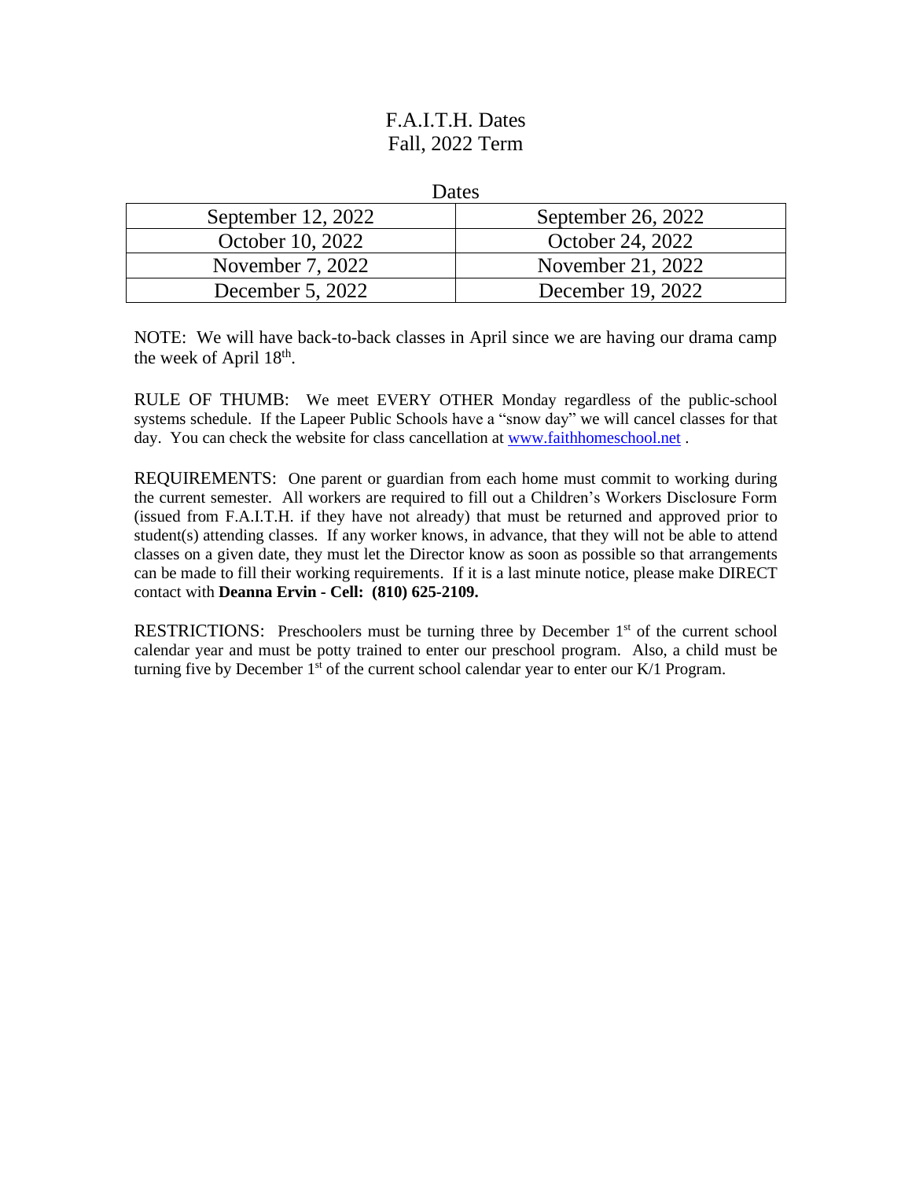# F.A.I.T.H. Dates
## Fall, 2022 Term

Dates

| | |
|---|---|
| September 12, 2022 | September 26, 2022 |
| October 10, 2022 | October 24, 2022 |
| November 7, 2022 | November 21, 2022 |
| December 5, 2022 | December 19, 2022 |

NOTE: We will have back-to-back classes in April since we are having our drama camp the week of April 18th.

RULE OF THUMB: We meet EVERY OTHER Monday regardless of the public-school systems schedule. If the Lapeer Public Schools have a "snow day" we will cancel classes for that day. You can check the website for class cancellation at www.faithhomeschool.net .

REQUIREMENTS: One parent or guardian from each home must commit to working during the current semester. All workers are required to fill out a Children's Workers Disclosure Form (issued from F.A.I.T.H. if they have not already) that must be returned and approved prior to student(s) attending classes. If any worker knows, in advance, that they will not be able to attend classes on a given date, they must let the Director know as soon as possible so that arrangements can be made to fill their working requirements. If it is a last minute notice, please make DIRECT contact with **Deanna Ervin - Cell: (810) 625-2109.**

RESTRICTIONS: Preschoolers must be turning three by December 1st of the current school calendar year and must be potty trained to enter our preschool program. Also, a child must be turning five by December 1st of the current school calendar year to enter our K/1 Program.